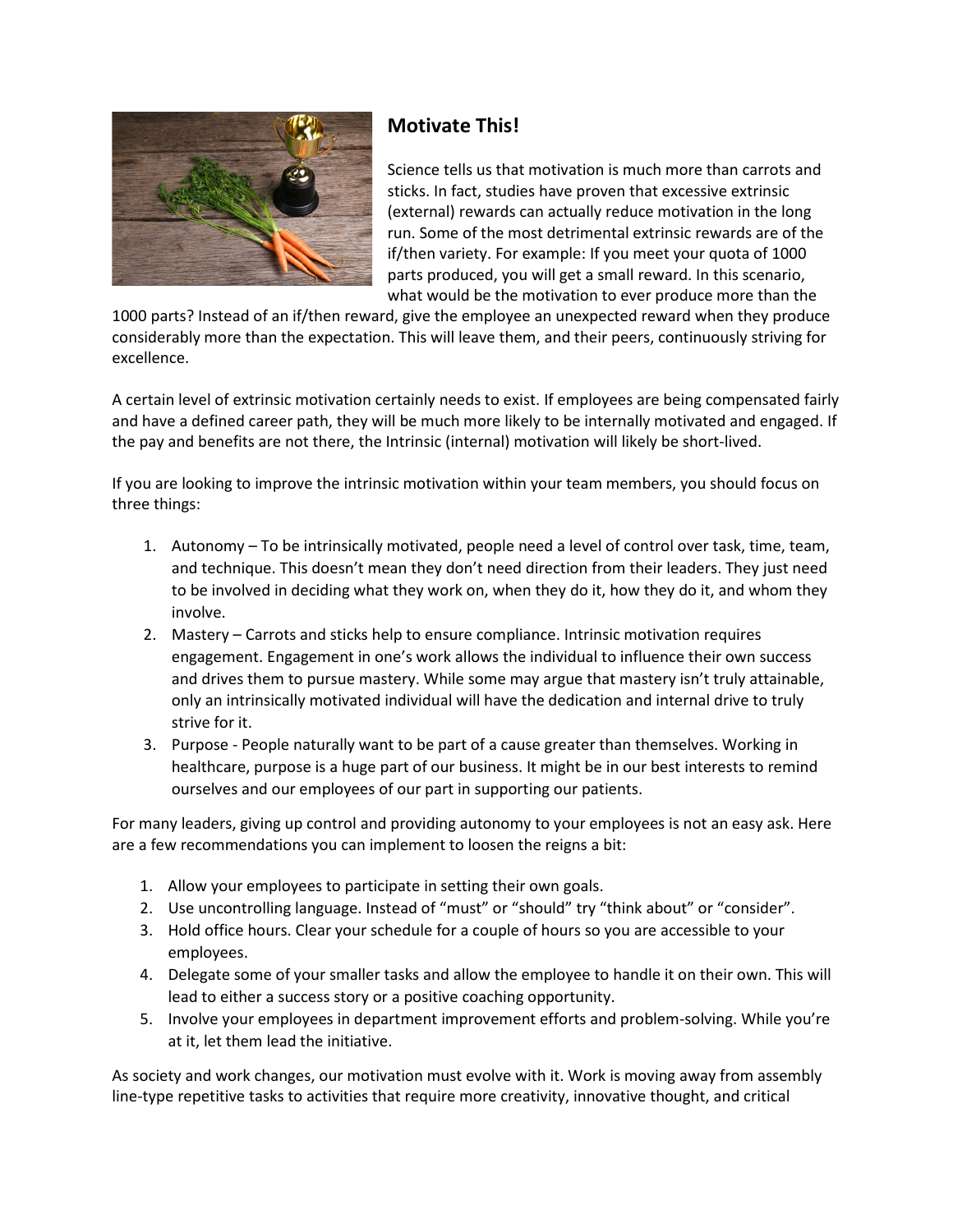## Motivate This!

Science tells us that motivation is much more than carrots and sticks. In fact, studies have proven that excessive extrinsic (external) rewards can actually reduce motivation in the long run. Some of the most detrimental extrinsic rewards are of the if/then variety. For example: If you meet your quota of 1000 parts produced, you will get a small reward. In this scenario, what would be the motivation to ever produce more than the 1000 parts? Instead of an if/then reward, give the employee an unexpected reward when they produce considerably more than the expectation. This will leave them, and their peers, continuously striving for excellence.

A certain level of extrinsic motivation certainly needs to exist. If employees are being compensated fairly and have a defined career path, they will be much more likely to be internally motivated and engaged. If the pay and benefits are not there, the Intrinsic (internal) motivation will likely be short-lived.

If you are looking to improve the intrinsic motivation within your team members, you should focus on three things:

1. Autonomy – To be intrinsically motivated, people need a level of control over task, time, team, and technique. This doesn't mean they don't need direction from their leaders. They just need to be involved in deciding what they work on, when they do it, how they do it, and whom they involve.
2. Mastery – Carrots and sticks help to ensure compliance. Intrinsic motivation requires engagement. Engagement in one's work allows the individual to influence their own success and drives them to pursue mastery. While some may argue that mastery isn't truly attainable, only an intrinsically motivated individual will have the dedication and internal drive to truly strive for it.
3. Purpose - People naturally want to be part of a cause greater than themselves. Working in healthcare, purpose is a huge part of our business. It might be in our best interests to remind ourselves and our employees of our part in supporting our patients.

For many leaders, giving up control and providing autonomy to your employees is not an easy ask. Here are a few recommendations you can implement to loosen the reigns a bit:

1. Allow your employees to participate in setting their own goals.
2. Use uncontrolling language. Instead of "must" or "should" try "think about" or "consider".
3. Hold office hours. Clear your schedule for a couple of hours so you are accessible to your employees.
4. Delegate some of your smaller tasks and allow the employee to handle it on their own. This will lead to either a success story or a positive coaching opportunity.
5. Involve your employees in department improvement efforts and problem-solving. While you're at it, let them lead the initiative.

As society and work changes, our motivation must evolve with it. Work is moving away from assembly line-type repetitive tasks to activities that require more creativity, innovative thought, and critical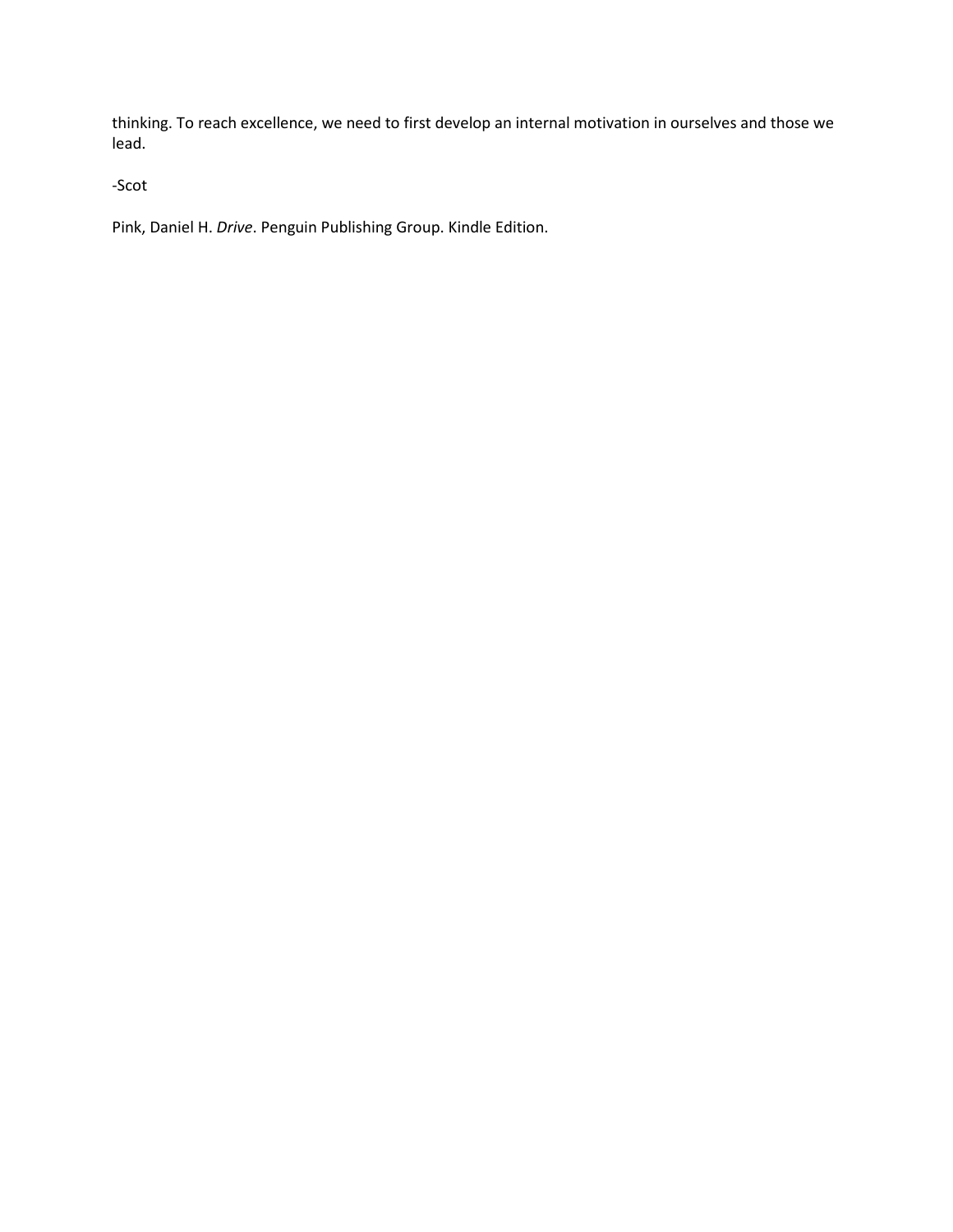thinking. To reach excellence, we need to first develop an internal motivation in ourselves and those we lead.

-Scot

Pink, Daniel H. *Drive*. Penguin Publishing Group. Kindle Edition.